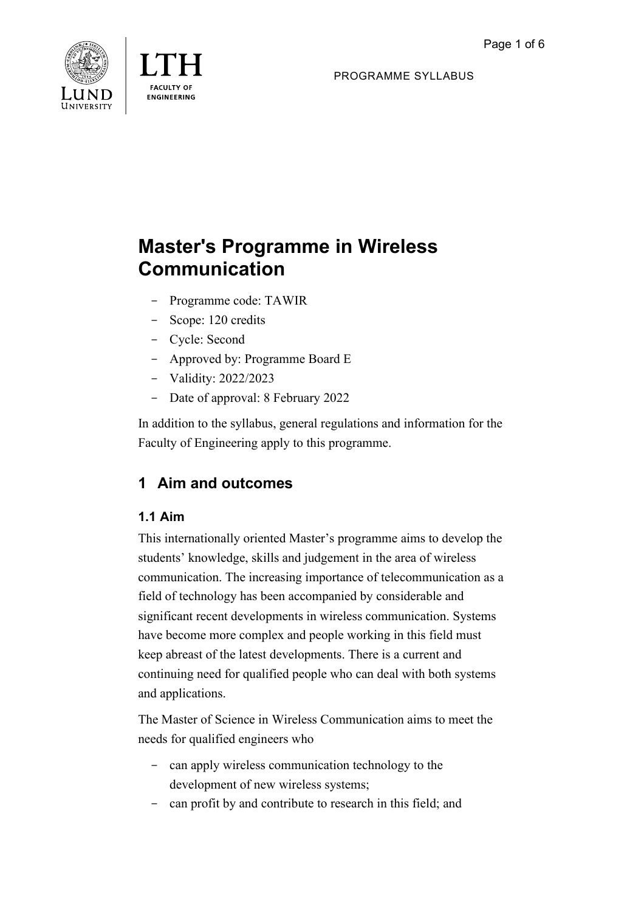# Master's Programme in Wireless Communication

- Programme code: TAWIR
- Scope: 120 credits
- Cycle: Second
- Approved by: Programme Board E
- Validity: 2022/2023
- Date of approval: 8 February 2022

In addition to the syllabus, general regulations and information for the Faculty of Engineering apply to this programme.

## 1 Aim and outcomes

### 1.1 Aim

This internationally oriented Master's programme aims to develop the students' knowledge, skills and judgement in the area of wireless communication. The increasing importance of telecommunication as a field of technology has been accompanied by considerable and significant recent developments in wireless communication. Systems have become more complex and people working in this field must keep abreast of the latest developments. There is a current and continuing need for qualified people who can deal with both systems and applications.

The Master of Science in Wireless Communication aims to meet the needs for qualified engineers who

- can apply wireless communication technology to the development of new wireless systems;
- can profit by and contribute to research in this field; and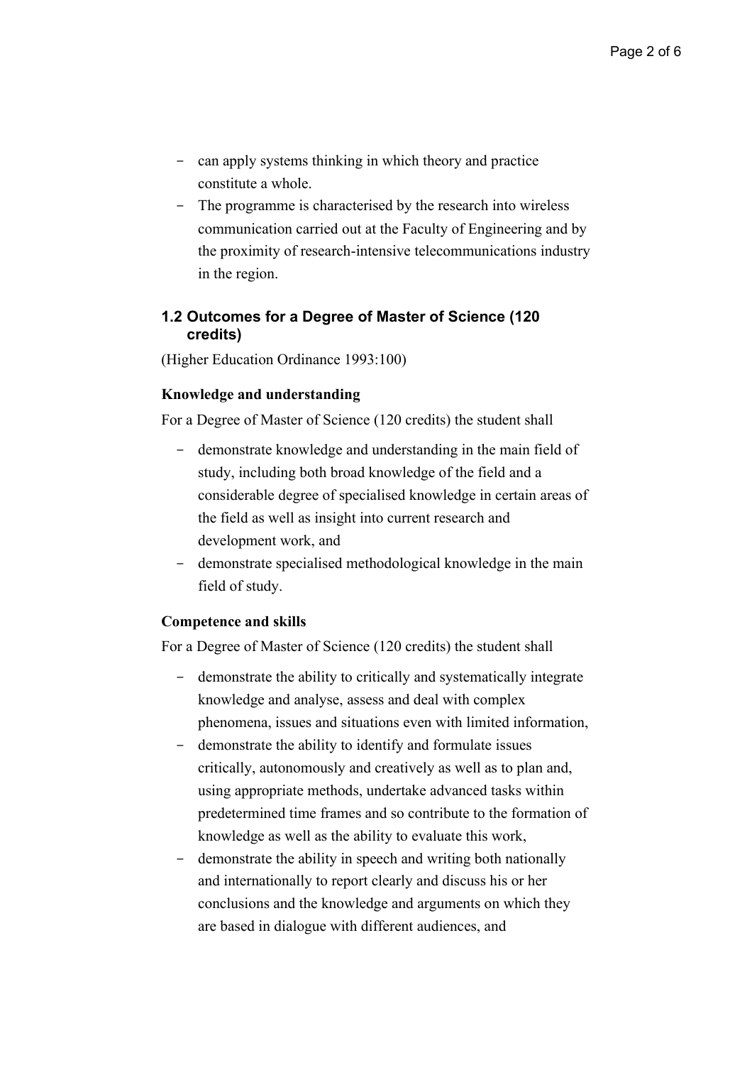- can apply systems thinking in which theory and practice constitute a whole.
- The programme is characterised by the research into wireless communication carried out at the Faculty of Engineering and by the proximity of research-intensive telecommunications industry in the region.

### 1.2 Outcomes for a Degree of Master of Science (120 credits)

(Higher Education Ordinance 1993:100)

**Knowledge and understanding**

For a Degree of Master of Science (120 credits) the student shall

- demonstrate knowledge and understanding in the main field of study, including both broad knowledge of the field and a considerable degree of specialised knowledge in certain areas of the field as well as insight into current research and development work, and
- demonstrate specialised methodological knowledge in the main field of study.

**Competence and skills**

For a Degree of Master of Science (120 credits) the student shall

- demonstrate the ability to critically and systematically integrate knowledge and analyse, assess and deal with complex phenomena, issues and situations even with limited information,
- demonstrate the ability to identify and formulate issues critically, autonomously and creatively as well as to plan and, using appropriate methods, undertake advanced tasks within predetermined time frames and so contribute to the formation of knowledge as well as the ability to evaluate this work,
- demonstrate the ability in speech and writing both nationally and internationally to report clearly and discuss his or her conclusions and the knowledge and arguments on which they are based in dialogue with different audiences, and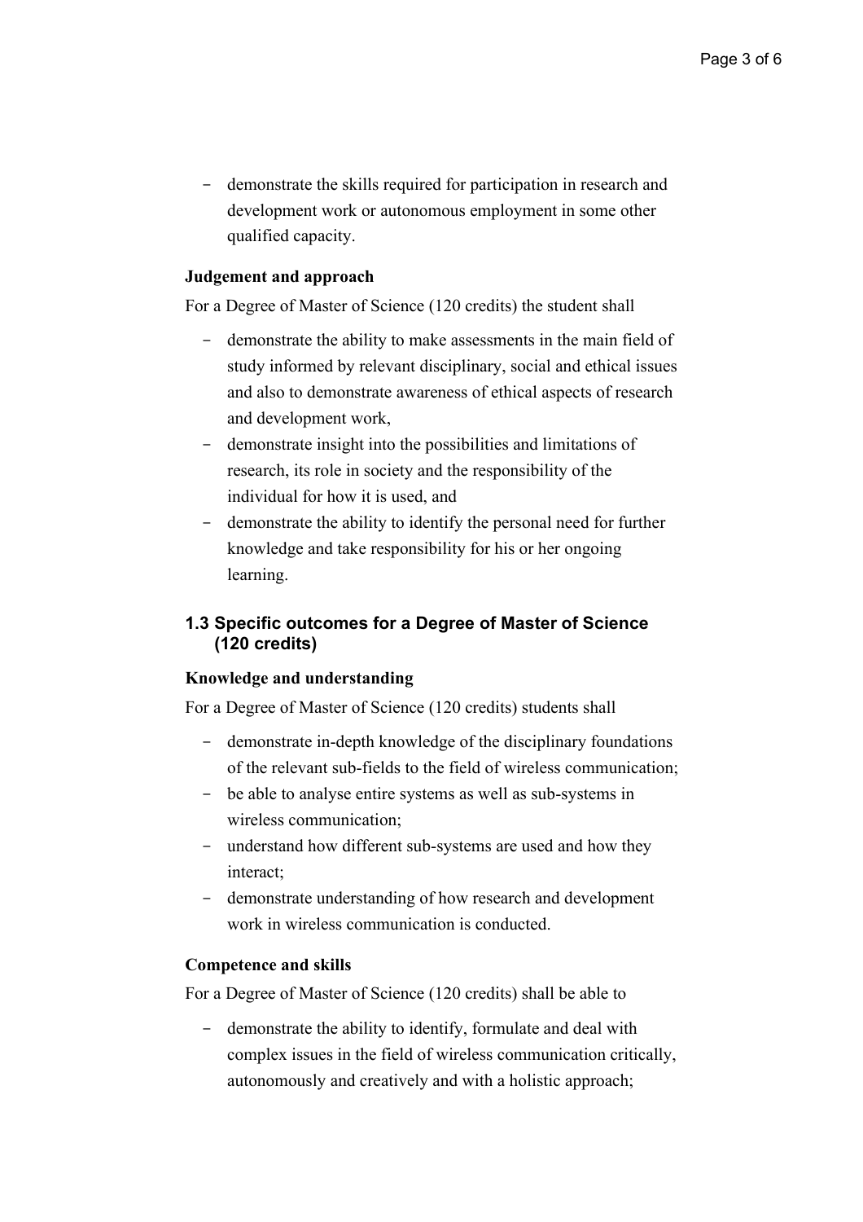- demonstrate the skills required for participation in research and development work or autonomous employment in some other qualified capacity.

**Judgement and approach**

For a Degree of Master of Science (120 credits) the student shall

- demonstrate the ability to make assessments in the main field of study informed by relevant disciplinary, social and ethical issues and also to demonstrate awareness of ethical aspects of research and development work,
- demonstrate insight into the possibilities and limitations of research, its role in society and the responsibility of the individual for how it is used, and
- demonstrate the ability to identify the personal need for further knowledge and take responsibility for his or her ongoing learning.

### 1.3 Specific outcomes for a Degree of Master of Science (120 credits)

**Knowledge and understanding**

For a Degree of Master of Science (120 credits) students shall

- demonstrate in-depth knowledge of the disciplinary foundations of the relevant sub-fields to the field of wireless communication;
- be able to analyse entire systems as well as sub-systems in wireless communication;
- understand how different sub-systems are used and how they interact;
- demonstrate understanding of how research and development work in wireless communication is conducted.

**Competence and skills**

For a Degree of Master of Science (120 credits) shall be able to

- demonstrate the ability to identify, formulate and deal with complex issues in the field of wireless communication critically, autonomously and creatively and with a holistic approach;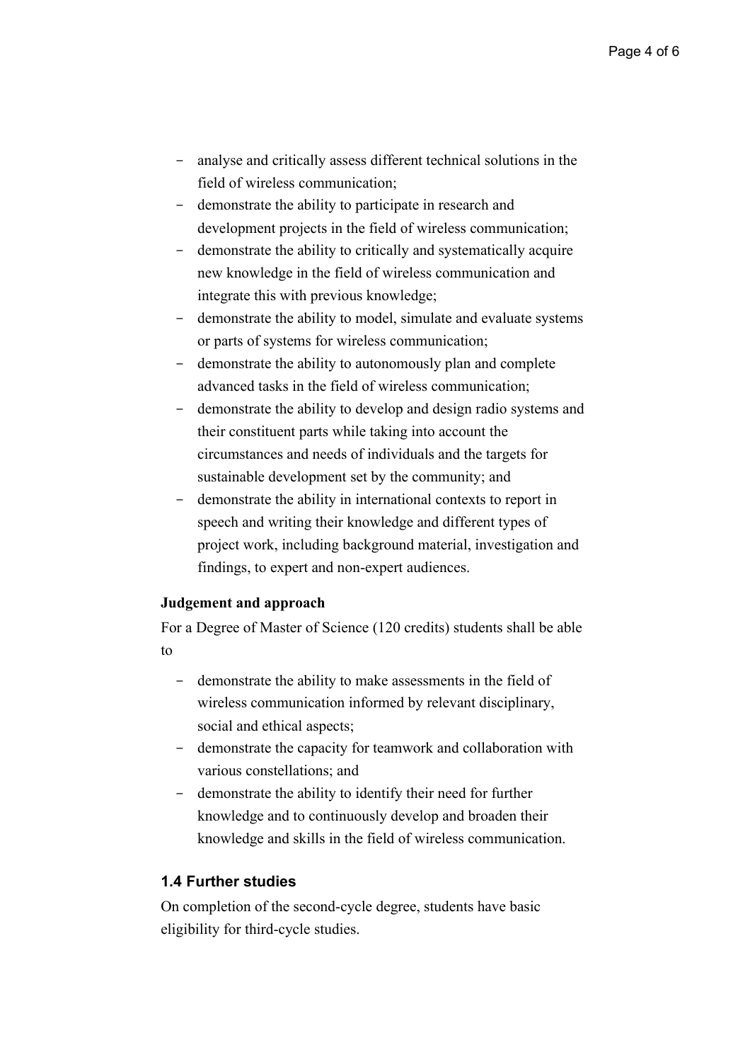- analyse and critically assess different technical solutions in the field of wireless communication;
- demonstrate the ability to participate in research and development projects in the field of wireless communication;
- demonstrate the ability to critically and systematically acquire new knowledge in the field of wireless communication and integrate this with previous knowledge;
- demonstrate the ability to model, simulate and evaluate systems or parts of systems for wireless communication;
- demonstrate the ability to autonomously plan and complete advanced tasks in the field of wireless communication;
- demonstrate the ability to develop and design radio systems and their constituent parts while taking into account the circumstances and needs of individuals and the targets for sustainable development set by the community; and
- demonstrate the ability in international contexts to report in speech and writing their knowledge and different types of project work, including background material, investigation and findings, to expert and non-expert audiences.

**Judgement and approach**

For a Degree of Master of Science (120 credits) students shall be able to

- demonstrate the ability to make assessments in the field of wireless communication informed by relevant disciplinary, social and ethical aspects;
- demonstrate the capacity for teamwork and collaboration with various constellations; and
- demonstrate the ability to identify their need for further knowledge and to continuously develop and broaden their knowledge and skills in the field of wireless communication.

### 1.4 Further studies

On completion of the second-cycle degree, students have basic eligibility for third-cycle studies.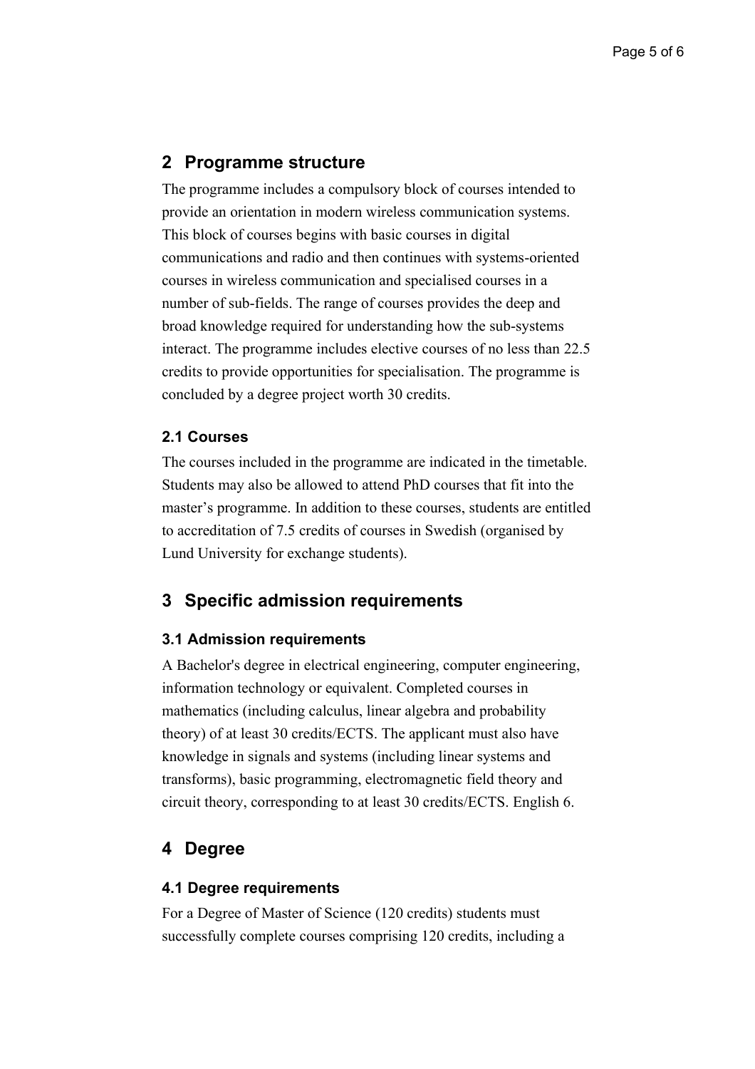## 2 Programme structure

The programme includes a compulsory block of courses intended to provide an orientation in modern wireless communication systems. This block of courses begins with basic courses in digital communications and radio and then continues with systems-oriented courses in wireless communication and specialised courses in a number of sub-fields. The range of courses provides the deep and broad knowledge required for understanding how the sub-systems interact. The programme includes elective courses of no less than 22.5 credits to provide opportunities for specialisation. The programme is concluded by a degree project worth 30 credits.

### 2.1 Courses

The courses included in the programme are indicated in the timetable. Students may also be allowed to attend PhD courses that fit into the master's programme. In addition to these courses, students are entitled to accreditation of 7.5 credits of courses in Swedish (organised by Lund University for exchange students).

## 3 Specific admission requirements

### 3.1 Admission requirements

A Bachelor's degree in electrical engineering, computer engineering, information technology or equivalent. Completed courses in mathematics (including calculus, linear algebra and probability theory) of at least 30 credits/ECTS. The applicant must also have knowledge in signals and systems (including linear systems and transforms), basic programming, electromagnetic field theory and circuit theory, corresponding to at least 30 credits/ECTS. English 6.

## 4 Degree

### 4.1 Degree requirements

For a Degree of Master of Science (120 credits) students must successfully complete courses comprising 120 credits, including a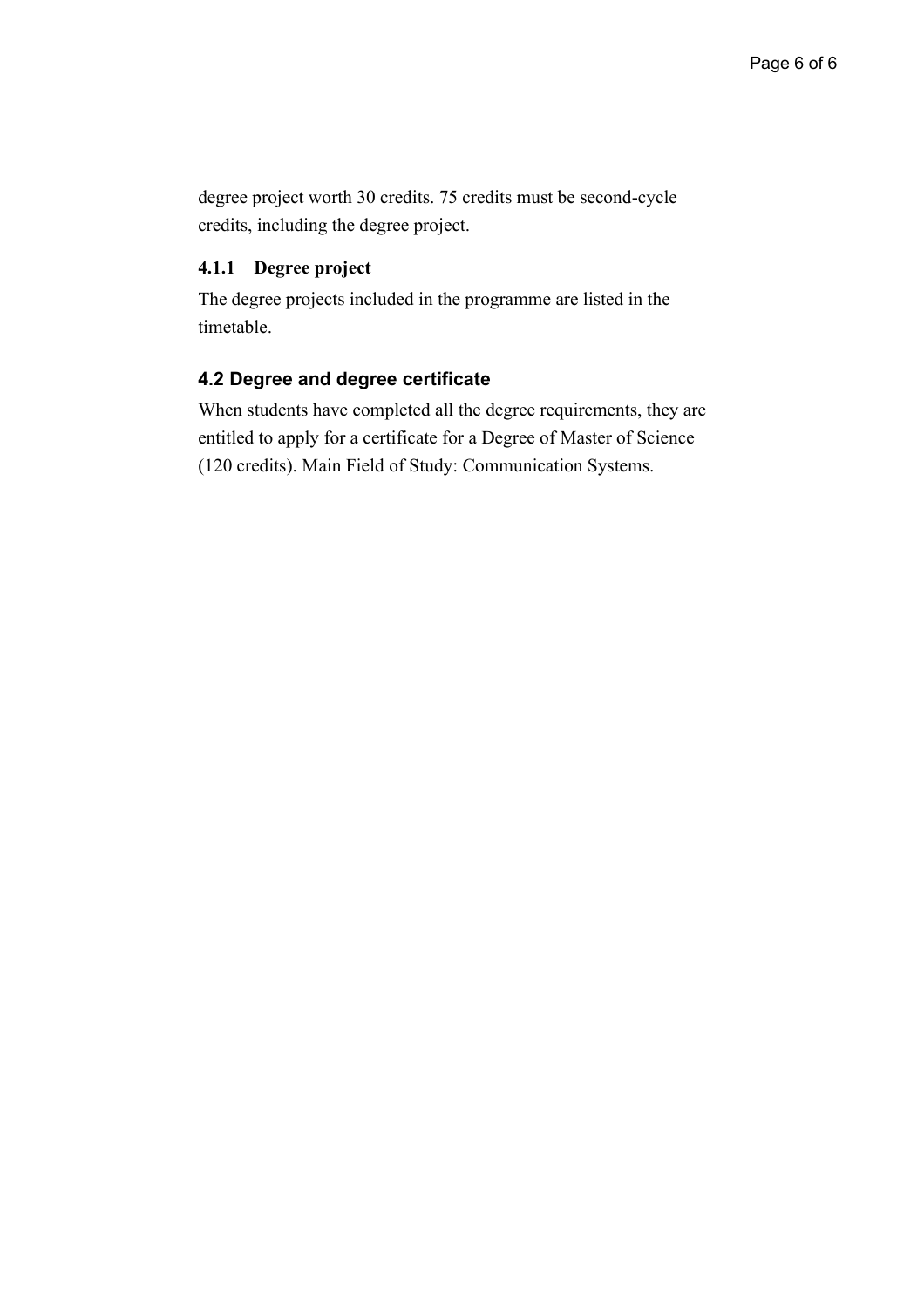degree project worth 30 credits. 75 credits must be second-cycle credits, including the degree project.

#### 4.1.1 Degree project

The degree projects included in the programme are listed in the timetable.

### 4.2 Degree and degree certificate

When students have completed all the degree requirements, they are entitled to apply for a certificate for a Degree of Master of Science (120 credits). Main Field of Study: Communication Systems.